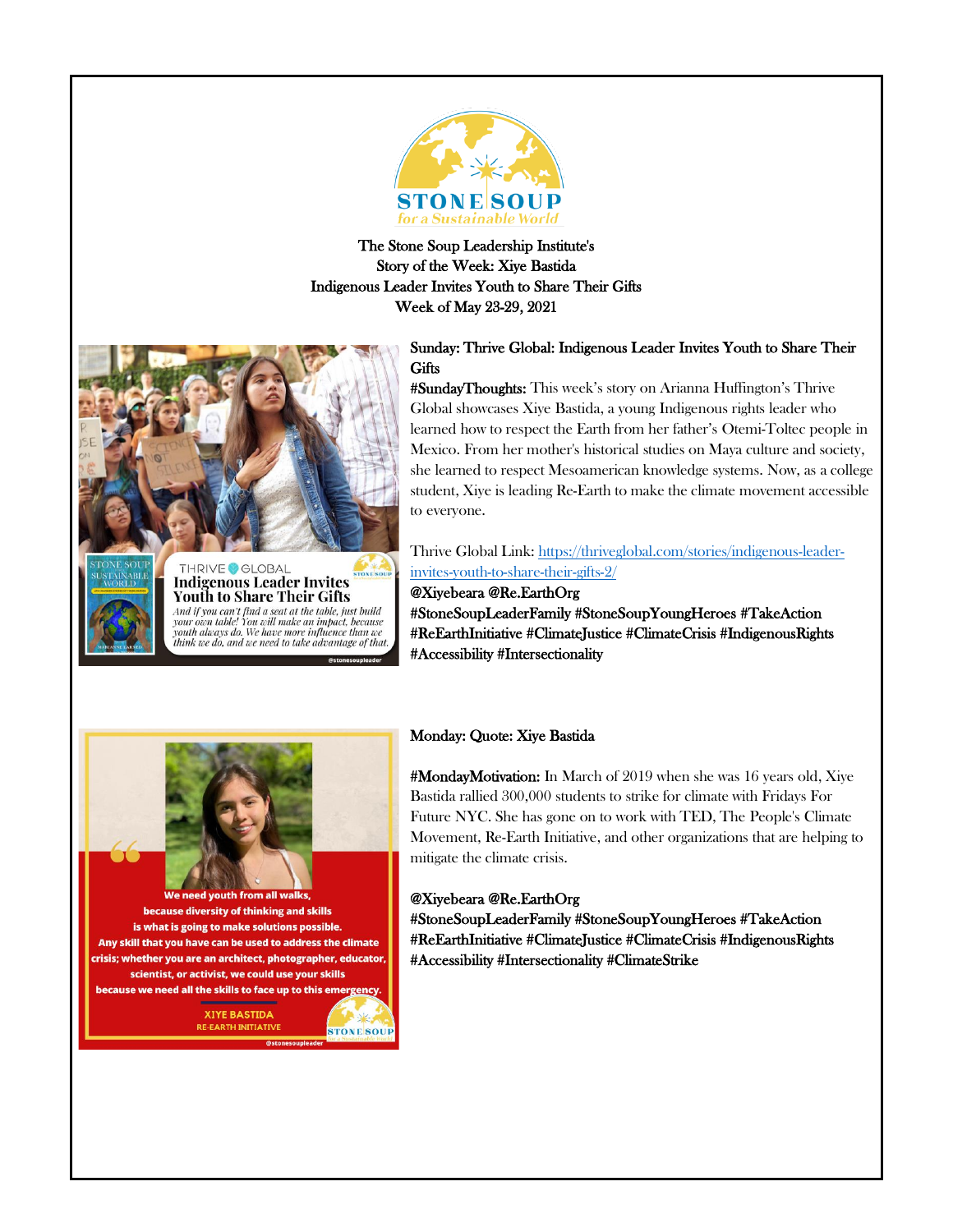The Stone Soup Leadership Institute's
Story of the Week: Xiye Bastida
Indigenous Leader Invites Youth to Share Their Gifts
Week of May 23-29, 2021

Sunday: Thrive Global: Indigenous Leader Invites Youth to Share Their Gifts

**#SundayThoughts:** This week's story on Arianna Huffington's Thrive Global showcases Xiye Bastida, a young Indigenous rights leader who learned how to respect the Earth from her father's Otemi-Toltec people in Mexico. From her mother's historical studies on Maya culture and society, she learned to respect Mesoamerican knowledge systems. Now, as a college student, Xiye is leading Re-Earth to make the climate movement accessible to everyone.

Thrive Global Link: https://thriveglobal.com/stories/indigenous-leader-invites-youth-to-share-their-gifts-2/

@Xiyebeara @Re.EarthOrg
#StoneSoupLeaderFamily #StoneSoupYoungHeroes #TakeAction #ReEarthInitiative #ClimateJustice #ClimateCrisis #IndigenousRights #Accessibility #Intersectionality

Monday: Quote: Xiye Bastida

**#MondayMotivation:** In March of 2019 when she was 16 years old, Xiye Bastida rallied 300,000 students to strike for climate with Fridays For Future NYC. She has gone on to work with TED, The People's Climate Movement, Re-Earth Initiative, and other organizations that are helping to mitigate the climate crisis.

@Xiyebeara @Re.EarthOrg
#StoneSoupLeaderFamily #StoneSoupYoungHeroes #TakeAction #ReEarthInitiative #ClimateJustice #ClimateCrisis #IndigenousRights #Accessibility #Intersectionality #ClimateStrike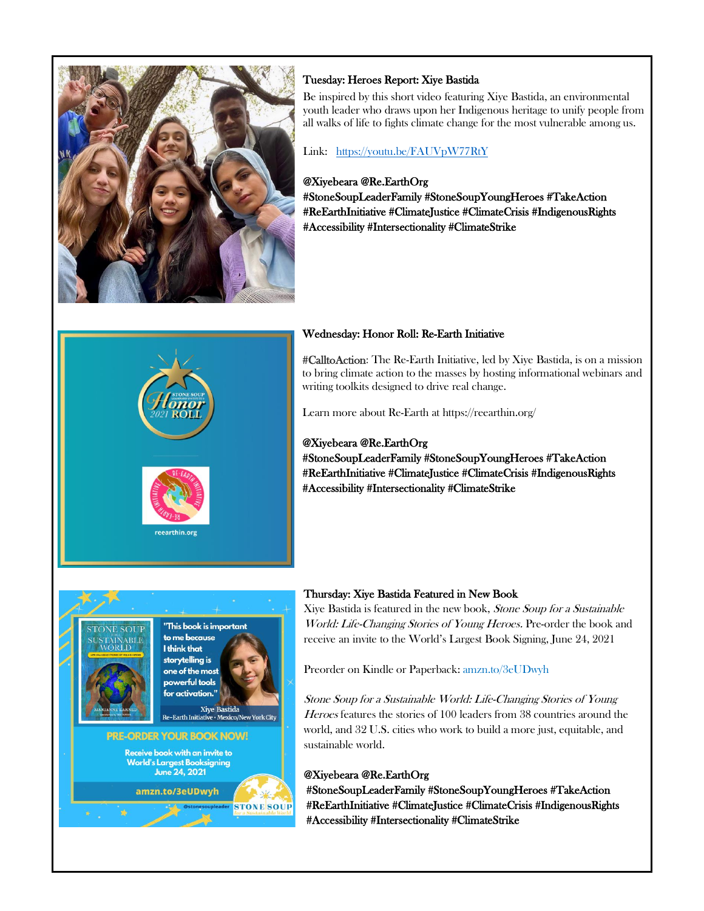### Tuesday: Heroes Report: Xiye Bastida

Be inspired by this short video featuring Xiye Bastida, an environmental youth leader who draws upon her Indigenous heritage to unify people from all walks of life to fights climate change for the most vulnerable among us.

Link: https://youtu.be/FAUVpW77RtY

@Xiyebeara @Re.EarthOrg
#StoneSoupLeaderFamily #StoneSoupYoungHeroes #TakeAction #ReEarthInitiative #ClimateJustice #ClimateCrisis #IndigenousRights #Accessibility #Intersectionality #ClimateStrike

### Wednesday: Honor Roll: Re-Earth Initiative

#CalltoAction: The Re-Earth Initiative, led by Xiye Bastida, is on a mission to bring climate action to the masses by hosting informational webinars and writing toolkits designed to drive real change.

Learn more about Re-Earth at https://reearthin.org/

@Xiyebeara @Re.EarthOrg
#StoneSoupLeaderFamily #StoneSoupYoungHeroes #TakeAction #ReEarthInitiative #ClimateJustice #ClimateCrisis #IndigenousRights #Accessibility #Intersectionality #ClimateStrike

### Thursday: Xiye Bastida Featured in New Book

Xiye Bastida is featured in the new book, *Stone Soup for a Sustainable World: Life-Changing Stories of Young Heroes.* Pre-order the book and receive an invite to the World's Largest Book Signing, June 24, 2021

Preorder on Kindle or Paperback: amzn.to/3eUDwyh

*Stone Soup for a Sustainable World: Life-Changing Stories of Young Heroes* features the stories of 100 leaders from 38 countries around the world, and 32 U.S. cities who work to build a more just, equitable, and sustainable world.

@Xiyebeara @Re.EarthOrg
#StoneSoupLeaderFamily #StoneSoupYoungHeroes #TakeAction #ReEarthInitiative #ClimateJustice #ClimateCrisis #IndigenousRights #Accessibility #Intersectionality #ClimateStrike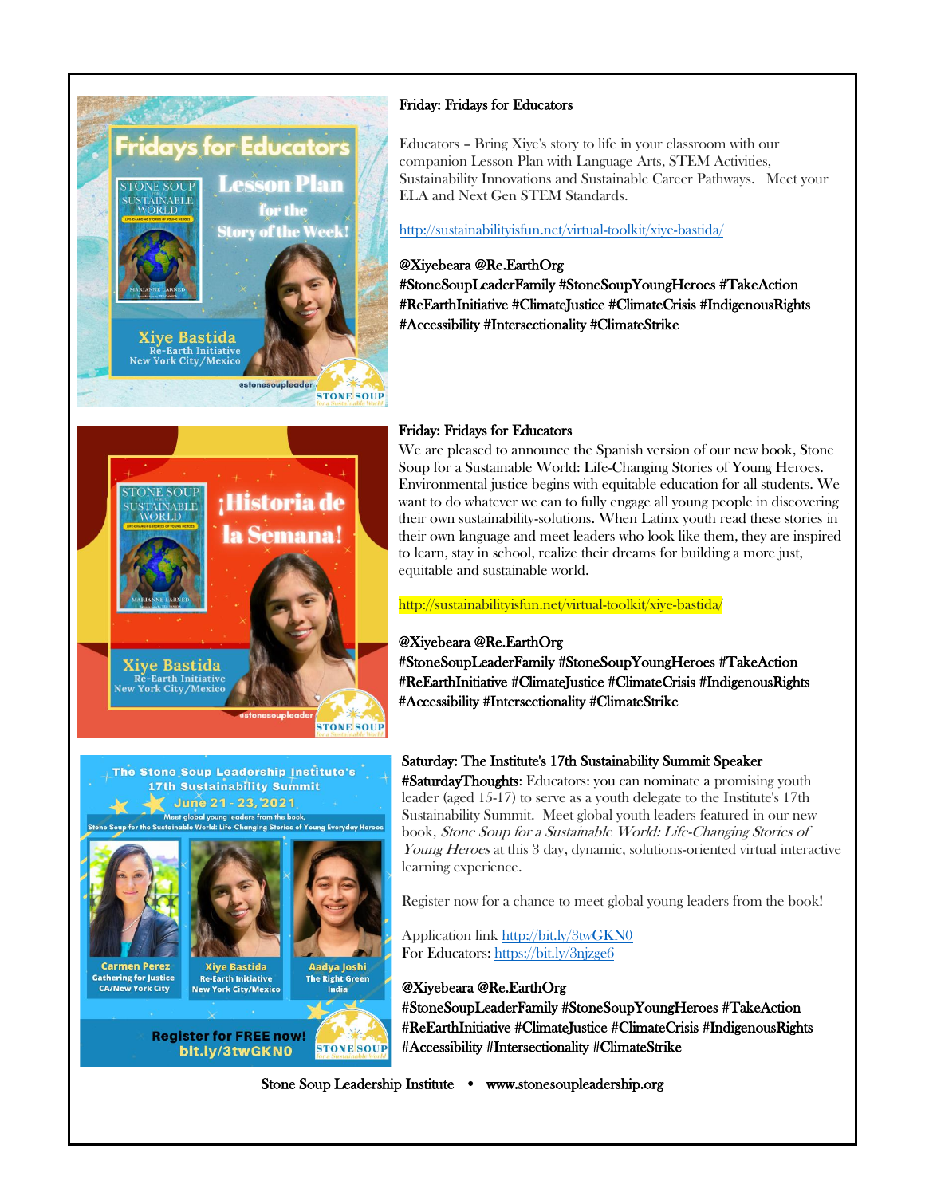**Friday: Fridays for Educators**

Educators – Bring Xiye's story to life in your classroom with our companion Lesson Plan with Language Arts, STEM Activities, Sustainability Innovations and Sustainable Career Pathways. Meet your ELA and Next Gen STEM Standards.

http://sustainabilityisfun.net/virtual-toolkit/xiye-bastida/

**@Xiyebeara @Re.EarthOrg**
**#StoneSoupLeaderFamily #StoneSoupYoungHeroes #TakeAction #ReEarthInitiative #ClimateJustice #ClimateCrisis #IndigenousRights #Accessibility #Intersectionality #ClimateStrike**

**Friday: Fridays for Educators**

We are pleased to announce the Spanish version of our new book, Stone Soup for a Sustainable World: Life-Changing Stories of Young Heroes. Environmental justice begins with equitable education for all students. We want to do whatever we can to fully engage all young people in discovering their own sustainability-solutions. When Latinx youth read these stories in their own language and meet leaders who look like them, they are inspired to learn, stay in school, realize their dreams for building a more just, equitable and sustainable world.

http://sustainabilityisfun.net/virtual-toolkit/xiye-bastida/

**@Xiyebeara @Re.EarthOrg**
**#StoneSoupLeaderFamily #StoneSoupYoungHeroes #TakeAction #ReEarthInitiative #ClimateJustice #ClimateCrisis #IndigenousRights #Accessibility #Intersectionality #ClimateStrike**

**Saturday: The Institute's 17th Sustainability Summit Speaker**

**#SaturdayThoughts**: Educators: you can nominate a promising youth leader (aged 15-17) to serve as a youth delegate to the Institute's 17th Sustainability Summit. Meet global youth leaders featured in our new book, *Stone Soup for a Sustainable World: Life-Changing Stories of Young Heroes* at this 3 day, dynamic, solutions-oriented virtual interactive learning experience.

Register now for a chance to meet global young leaders from the book!

Application link http://bit.ly/3twGKN0
For Educators: https://bit.ly/3njzge6

**@Xiyebeara @Re.EarthOrg**
**#StoneSoupLeaderFamily #StoneSoupYoungHeroes #TakeAction #ReEarthInitiative #ClimateJustice #ClimateCrisis #IndigenousRights #Accessibility #Intersectionality #ClimateStrike**

Stone Soup Leadership Institute • www.stonesoupleadership.org